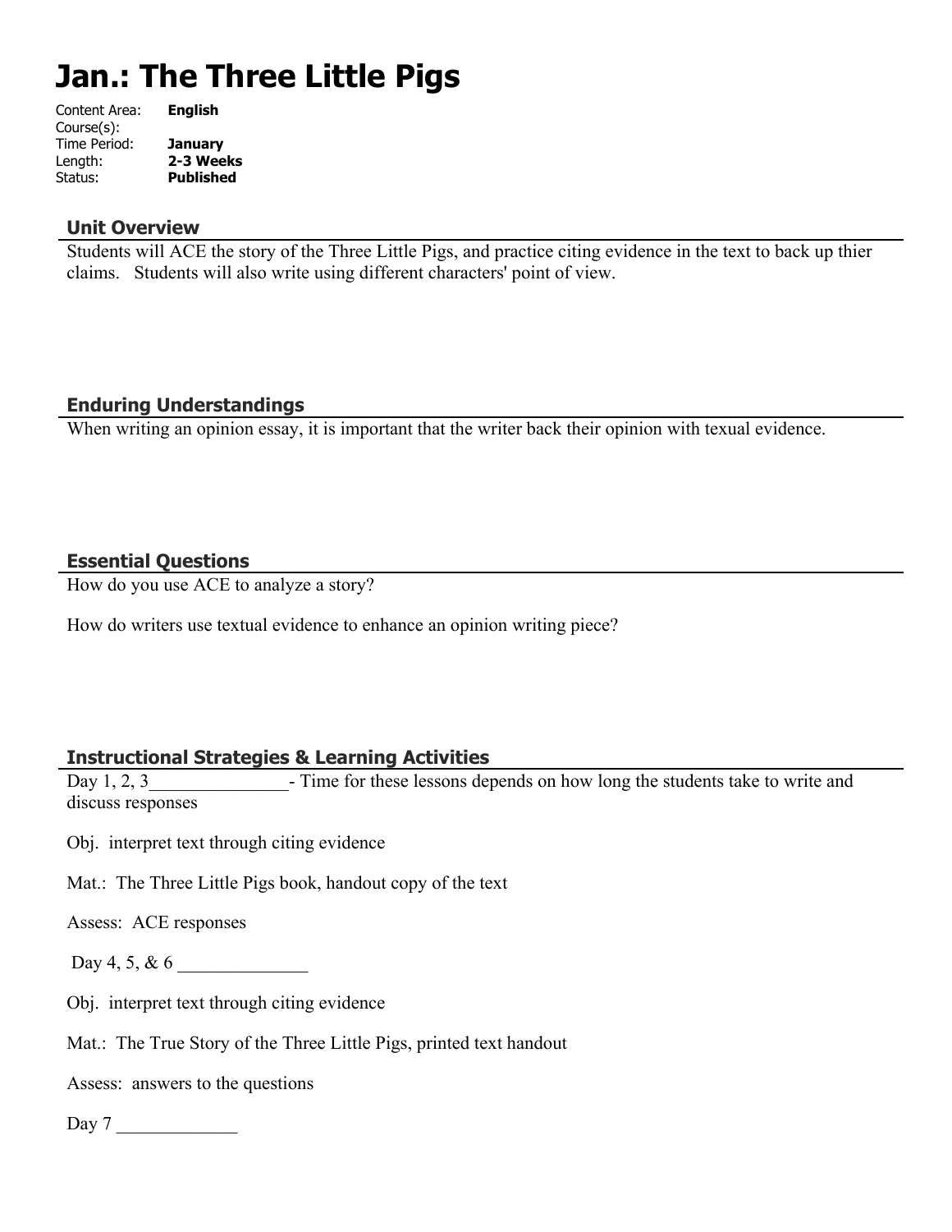# Jan.: The Three Little Pigs

Content Area: **English**
Course(s):
Time Period: **January**
Length: **2-3 Weeks**
Status: **Published**

## Unit Overview

Students will ACE the story of the Three Little Pigs, and practice citing evidence in the text to back up thier claims. Students will also write using different characters' point of view.

## Enduring Understandings

When writing an opinion essay, it is important that the writer back their opinion with texual evidence.

## Essential Questions

How do you use ACE to analyze a story?

How do writers use textual evidence to enhance an opinion writing piece?

## Instructional Strategies & Learning Activities

Day 1, 2, 3_______________- Time for these lessons depends on how long the students take to write and discuss responses

Obj. interpret text through citing evidence

Mat.: The Three Little Pigs book, handout copy of the text

Assess: ACE responses

Day 4, 5, & 6 ______________

Obj. interpret text through citing evidence

Mat.: The True Story of the Three Little Pigs, printed text handout

Assess: answers to the questions

Day 7 _____________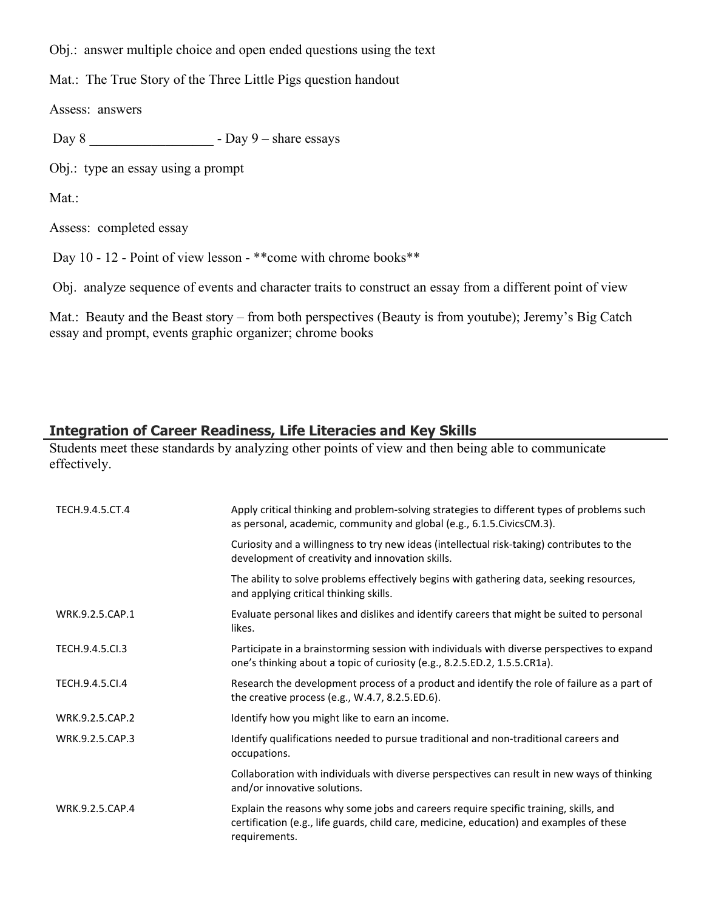Obj.: answer multiple choice and open ended questions using the text

Mat.: The True Story of the Three Little Pigs question handout

Assess: answers

Day 8 __________________ - Day 9 – share essays

Obj.: type an essay using a prompt

Mat.:

Assess: completed essay

Day 10 - 12 - Point of view lesson - **come with chrome books**

Obj. analyze sequence of events and character traits to construct an essay from a different point of view

Mat.: Beauty and the Beast story – from both perspectives (Beauty is from youtube); Jeremy's Big Catch essay and prompt, events graphic organizer; chrome books

## Integration of Career Readiness, Life Literacies and Key Skills

Students meet these standards by analyzing other points of view and then being able to communicate effectively.

| | |
|---|---|
| TECH.9.4.5.CT.4 | Apply critical thinking and problem-solving strategies to different types of problems such as personal, academic, community and global (e.g., 6.1.5.CivicsCM.3). |
| | Curiosity and a willingness to try new ideas (intellectual risk-taking) contributes to the development of creativity and innovation skills. |
| | The ability to solve problems effectively begins with gathering data, seeking resources, and applying critical thinking skills. |
| WRK.9.2.5.CAP.1 | Evaluate personal likes and dislikes and identify careers that might be suited to personal likes. |
| TECH.9.4.5.CI.3 | Participate in a brainstorming session with individuals with diverse perspectives to expand one's thinking about a topic of curiosity (e.g., 8.2.5.ED.2, 1.5.5.CR1a). |
| TECH.9.4.5.CI.4 | Research the development process of a product and identify the role of failure as a part of the creative process (e.g., W.4.7, 8.2.5.ED.6). |
| WRK.9.2.5.CAP.2 | Identify how you might like to earn an income. |
| WRK.9.2.5.CAP.3 | Identify qualifications needed to pursue traditional and non-traditional careers and occupations. |
| | Collaboration with individuals with diverse perspectives can result in new ways of thinking and/or innovative solutions. |
| WRK.9.2.5.CAP.4 | Explain the reasons why some jobs and careers require specific training, skills, and certification (e.g., life guards, child care, medicine, education) and examples of these requirements. |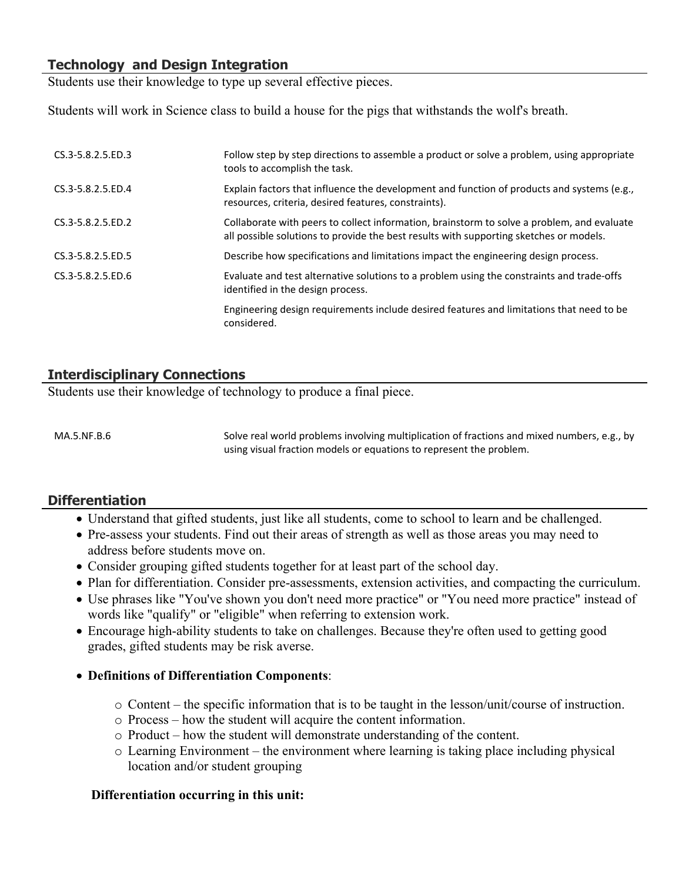## Technology and Design Integration

Students use their knowledge to type up several effective pieces.

Students will work in Science class to build a house for the pigs that withstands the wolf's breath.

| | |
|---|---|
| CS.3-5.8.2.5.ED.3 | Follow step by step directions to assemble a product or solve a problem, using appropriate tools to accomplish the task. |
| CS.3-5.8.2.5.ED.4 | Explain factors that influence the development and function of products and systems (e.g., resources, criteria, desired features, constraints). |
| CS.3-5.8.2.5.ED.2 | Collaborate with peers to collect information, brainstorm to solve a problem, and evaluate all possible solutions to provide the best results with supporting sketches or models. |
| CS.3-5.8.2.5.ED.5 | Describe how specifications and limitations impact the engineering design process. |
| CS.3-5.8.2.5.ED.6 | Evaluate and test alternative solutions to a problem using the constraints and trade-offs identified in the design process. |
| | Engineering design requirements include desired features and limitations that need to be considered. |

## Interdisciplinary Connections

Students use their knowledge of technology to produce a final piece.

| | |
|---|---|
| MA.5.NF.B.6 | Solve real world problems involving multiplication of fractions and mixed numbers, e.g., by using visual fraction models or equations to represent the problem. |

## Differentiation

- Understand that gifted students, just like all students, come to school to learn and be challenged.
- Pre-assess your students. Find out their areas of strength as well as those areas you may need to address before students move on.
- Consider grouping gifted students together for at least part of the school day.
- Plan for differentiation. Consider pre-assessments, extension activities, and compacting the curriculum.
- Use phrases like "You've shown you don't need more practice" or "You need more practice" instead of words like "qualify" or "eligible" when referring to extension work.
- Encourage high-ability students to take on challenges. Because they're often used to getting good grades, gifted students may be risk averse.
- **Definitions of Differentiation Components**:
    - Content – the specific information that is to be taught in the lesson/unit/course of instruction.
    - Process – how the student will acquire the content information.
    - Product – how the student will demonstrate understanding of the content.
    - Learning Environment – the environment where learning is taking place including physical location and/or student grouping

**Differentiation occurring in this unit:**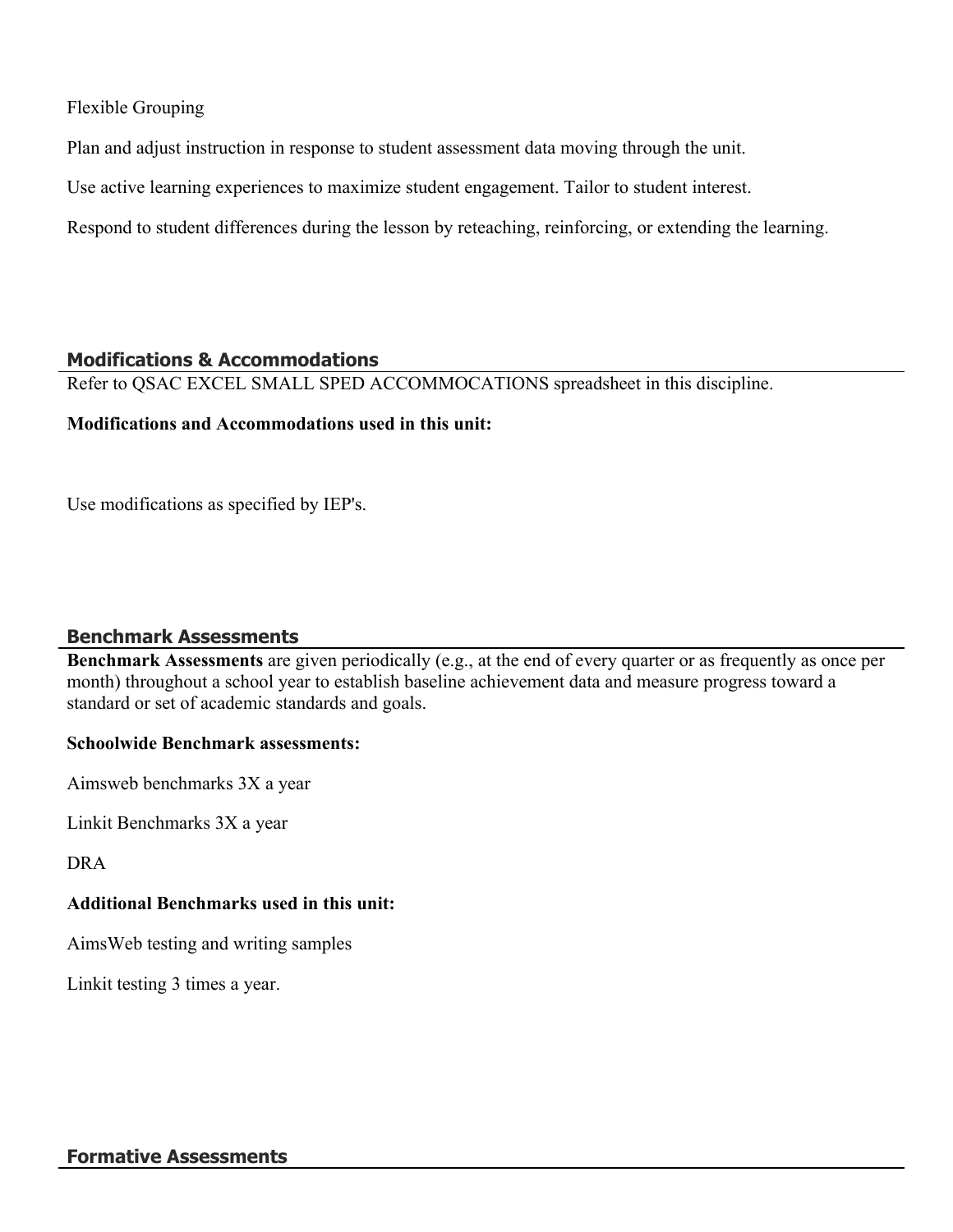Flexible Grouping

Plan and adjust instruction in response to student assessment data moving through the unit.

Use active learning experiences to maximize student engagement. Tailor to student interest.

Respond to student differences during the lesson by reteaching, reinforcing, or extending the learning.

## Modifications & Accommodations

Refer to QSAC EXCEL SMALL SPED ACCOMMOCATIONS spreadsheet in this discipline.

**Modifications and Accommodations used in this unit:**

Use modifications as specified by IEP's.

## Benchmark Assessments

**Benchmark Assessments** are given periodically (e.g., at the end of every quarter or as frequently as once per month) throughout a school year to establish baseline achievement data and measure progress toward a standard or set of academic standards and goals.

**Schoolwide Benchmark assessments:**

Aimsweb benchmarks 3X a year

Linkit Benchmarks 3X a year

DRA

**Additional Benchmarks used in this unit:**

AimsWeb testing and writing samples

Linkit testing 3 times a year.

## Formative Assessments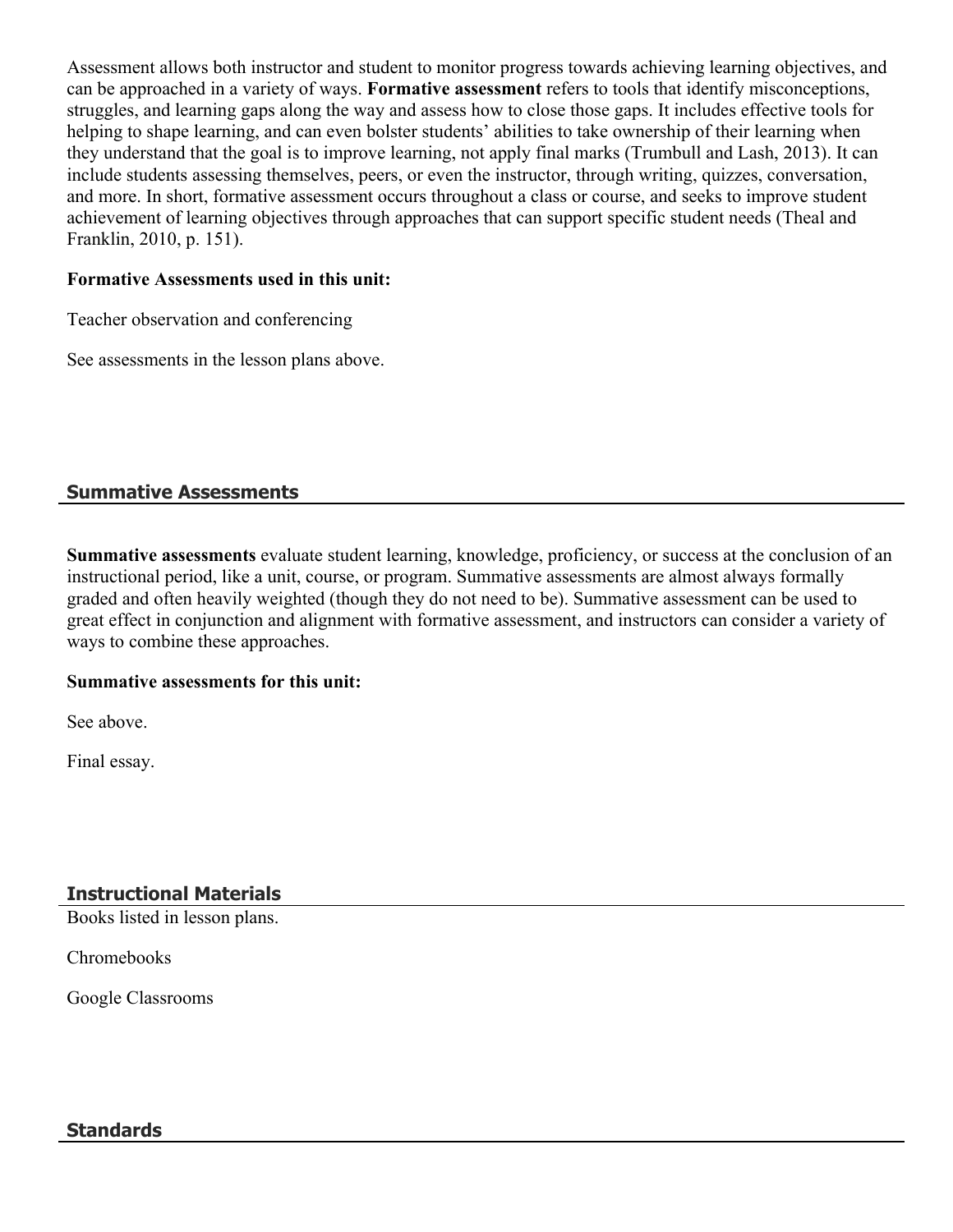Assessment allows both instructor and student to monitor progress towards achieving learning objectives, and can be approached in a variety of ways. **Formative assessment** refers to tools that identify misconceptions, struggles, and learning gaps along the way and assess how to close those gaps. It includes effective tools for helping to shape learning, and can even bolster students' abilities to take ownership of their learning when they understand that the goal is to improve learning, not apply final marks (Trumbull and Lash, 2013). It can include students assessing themselves, peers, or even the instructor, through writing, quizzes, conversation, and more. In short, formative assessment occurs throughout a class or course, and seeks to improve student achievement of learning objectives through approaches that can support specific student needs (Theal and Franklin, 2010, p. 151).

**Formative Assessments used in this unit:**

Teacher observation and conferencing

See assessments in the lesson plans above.

## Summative Assessments

**Summative assessments** evaluate student learning, knowledge, proficiency, or success at the conclusion of an instructional period, like a unit, course, or program. Summative assessments are almost always formally graded and often heavily weighted (though they do not need to be). Summative assessment can be used to great effect in conjunction and alignment with formative assessment, and instructors can consider a variety of ways to combine these approaches.

**Summative assessments for this unit:**

See above.

Final essay.

## Instructional Materials

Books listed in lesson plans.

Chromebooks

Google Classrooms

## Standards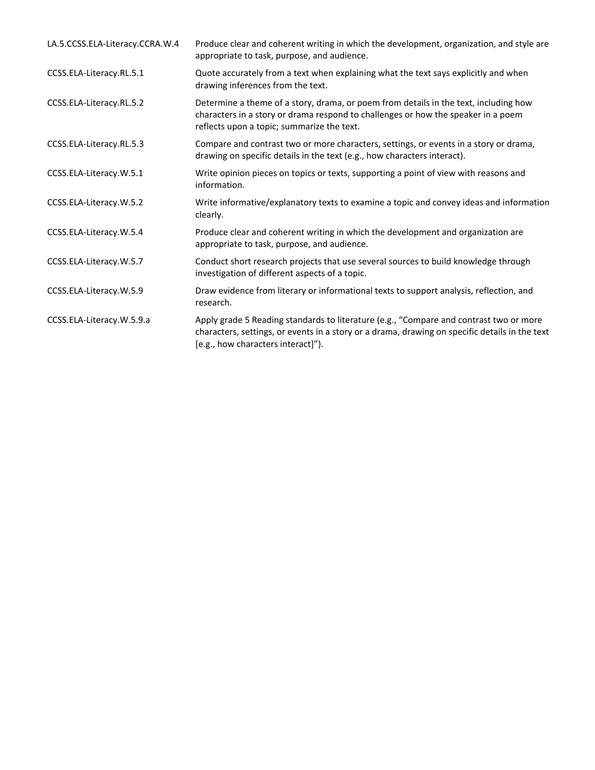| | |
|---|---|
| LA.5.CCSS.ELA-Literacy.CCRA.W.4 | Produce clear and coherent writing in which the development, organization, and style are appropriate to task, purpose, and audience. |
| CCSS.ELA-Literacy.RL.5.1 | Quote accurately from a text when explaining what the text says explicitly and when drawing inferences from the text. |
| CCSS.ELA-Literacy.RL.5.2 | Determine a theme of a story, drama, or poem from details in the text, including how characters in a story or drama respond to challenges or how the speaker in a poem reflects upon a topic; summarize the text. |
| CCSS.ELA-Literacy.RL.5.3 | Compare and contrast two or more characters, settings, or events in a story or drama, drawing on specific details in the text (e.g., how characters interact). |
| CCSS.ELA-Literacy.W.5.1 | Write opinion pieces on topics or texts, supporting a point of view with reasons and information. |
| CCSS.ELA-Literacy.W.5.2 | Write informative/explanatory texts to examine a topic and convey ideas and information clearly. |
| CCSS.ELA-Literacy.W.5.4 | Produce clear and coherent writing in which the development and organization are appropriate to task, purpose, and audience. |
| CCSS.ELA-Literacy.W.5.7 | Conduct short research projects that use several sources to build knowledge through investigation of different aspects of a topic. |
| CCSS.ELA-Literacy.W.5.9 | Draw evidence from literary or informational texts to support analysis, reflection, and research. |
| CCSS.ELA-Literacy.W.5.9.a | Apply grade 5 Reading standards to literature (e.g., "Compare and contrast two or more characters, settings, or events in a story or a drama, drawing on specific details in the text [e.g., how characters interact]"). |